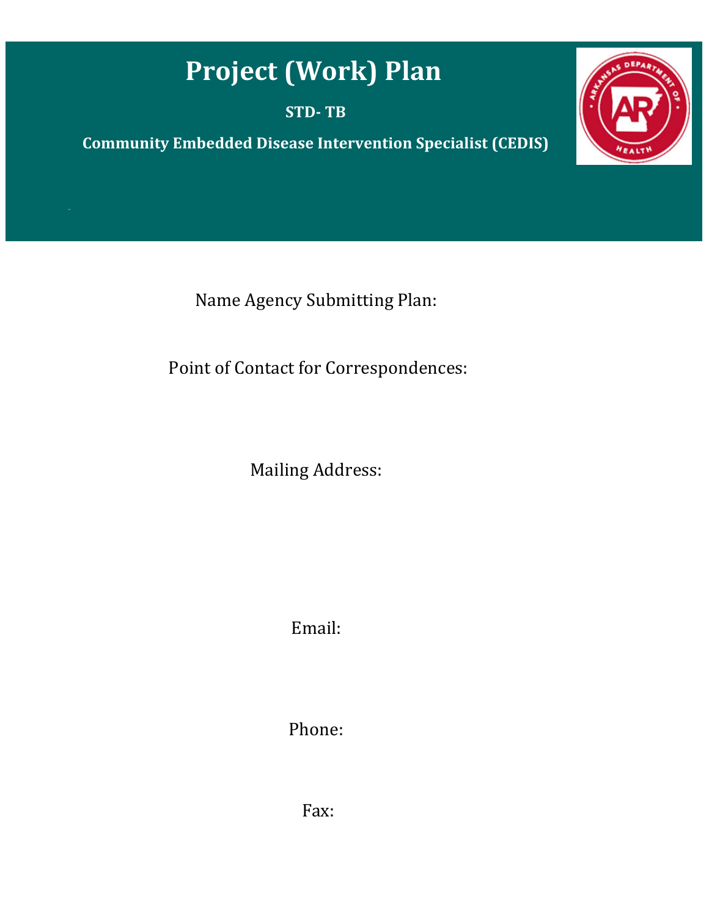# Project (Work) Plan

**STD- TB**

**Community Embedded Disease Intervention Specialist (CEDIS)**

Name Agency Submitting Plan:

Point of Contact for Correspondences:

Mailing Address:

Email:

Phone:

Fax: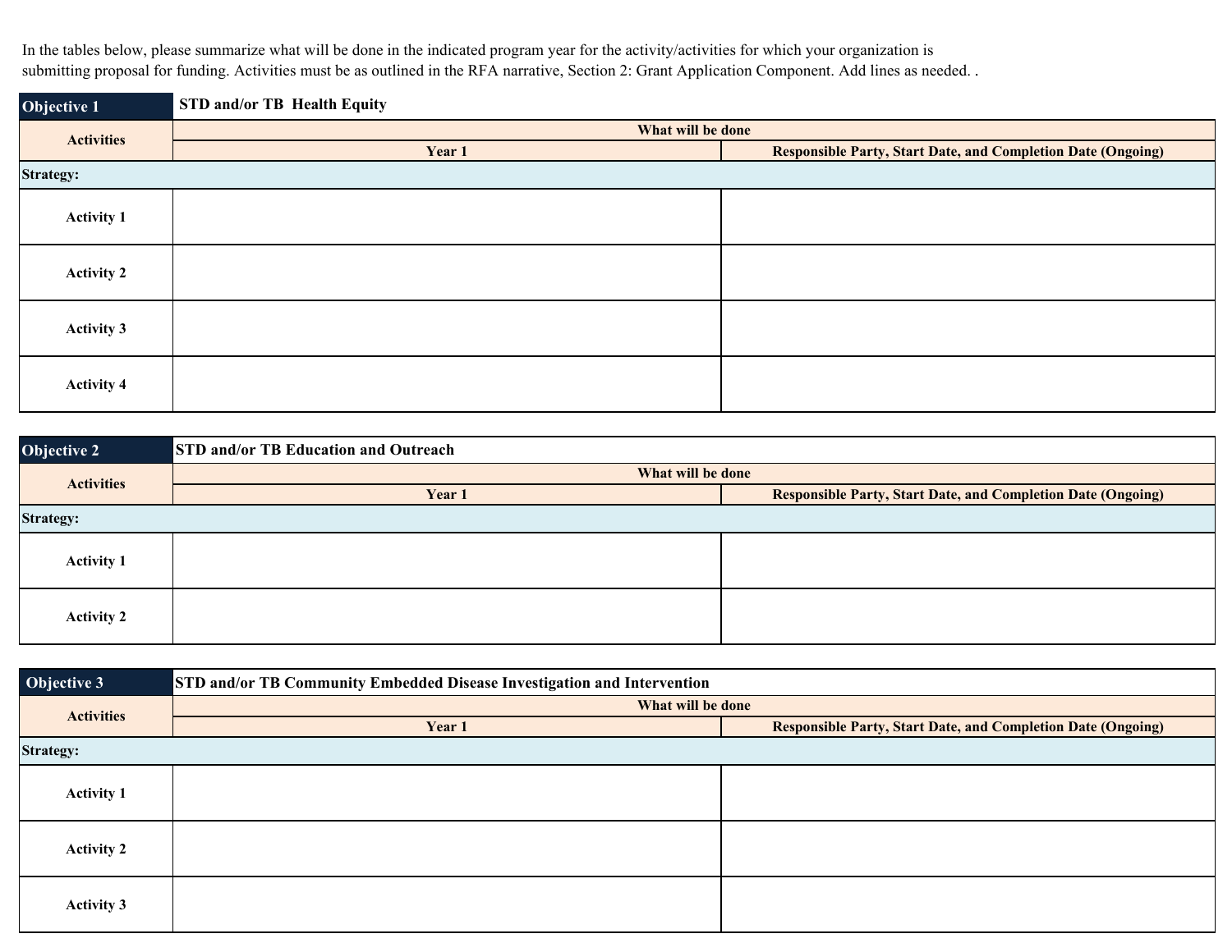In the tables below, please summarize what will be done in the indicated program year for the activity/activities for which your organization is submitting proposal for funding. Activities must be as outlined in the RFA narrative, Section 2: Grant Application Component. Add lines as needed. .

| **Objective 1** | **STD and/or TB Health Equity** | |
|---|---|---|
| **Activities** | **What will be done** | |
| | **Year 1** | **Responsible Party, Start Date, and Completion Date (Ongoing)** |
| **Strategy:** | | |
| **Activity 1** | | |
| **Activity 2** | | |
| **Activity 3** | | |
| **Activity 4** | | |

| **Objective 2** | **STD and/or TB Education and Outreach** | |
|---|---|---|
| **Activities** | **What will be done** | |
| | **Year 1** | **Responsible Party, Start Date, and Completion Date (Ongoing)** |
| **Strategy:** | | |
| **Activity 1** | | |
| **Activity 2** | | |

| **Objective 3** | **STD and/or TB Community Embedded Disease Investigation and Intervention** | |
|---|---|---|
| **Activities** | **What will be done** | |
| | **Year 1** | **Responsible Party, Start Date, and Completion Date (Ongoing)** |
| **Strategy:** | | |
| **Activity 1** | | |
| **Activity 2** | | |
| **Activity 3** | | |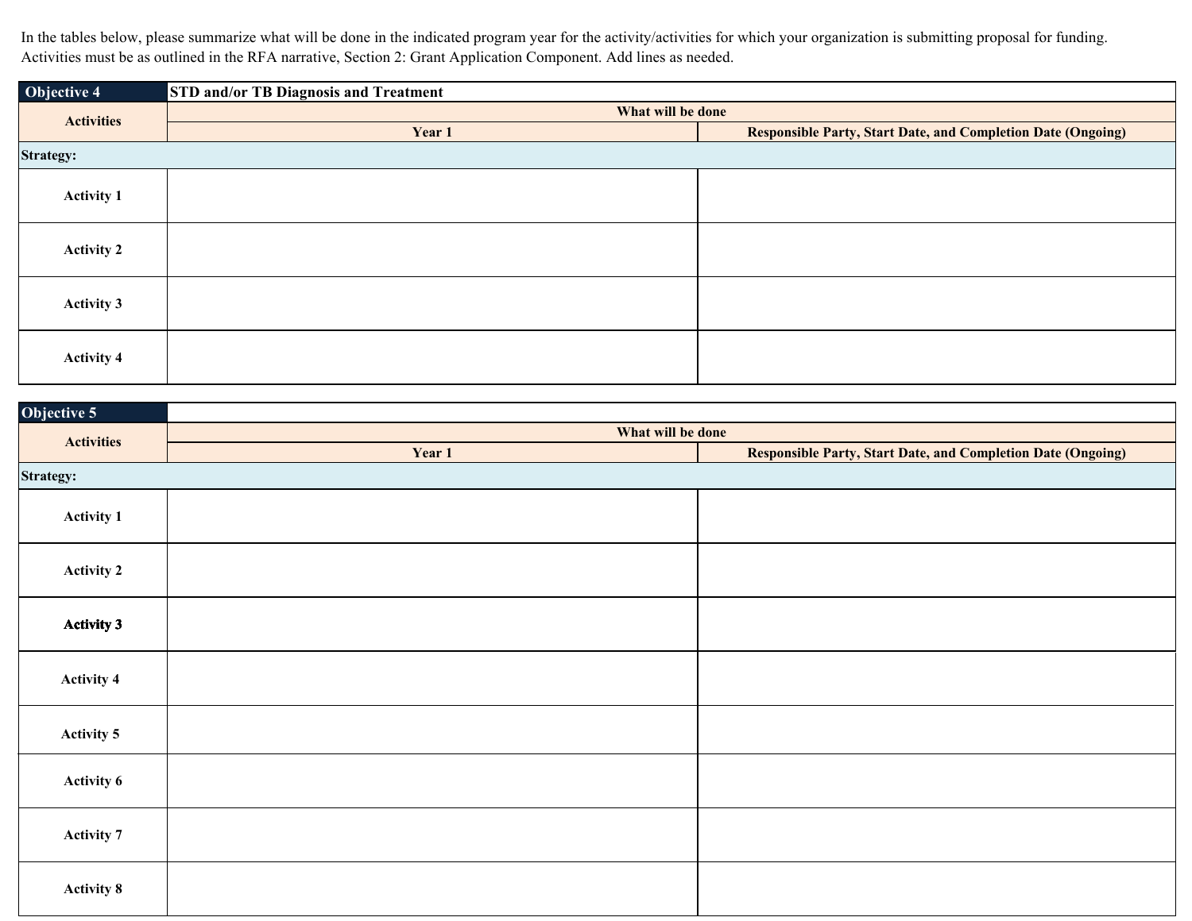In the tables below, please summarize what will be done in the indicated program year for the activity/activities for which your organization is submitting proposal for funding. Activities must be as outlined in the RFA narrative, Section 2: Grant Application Component. Add lines as needed.

| Objective 4 | STD and/or TB Diagnosis and Treatment | |
|---|---|---|
| Activities | What will be done | |
| | Year 1 | Responsible Party, Start Date, and Completion Date (Ongoing) |
| Strategy: | | |
| Activity 1 | | |
| Activity 2 | | |
| Activity 3 | | |
| Activity 4 | | |

| Objective 5 | | |
|---|---|---|
| Activities | What will be done | |
| | Year 1 | Responsible Party, Start Date, and Completion Date (Ongoing) |
| Strategy: | | |
| Activity 1 | | |
| Activity 2 | | |
| Activity 3 | | |
| Activity 4 | | |
| Activity 5 | | |
| Activity 6 | | |
| Activity 7 | | |
| Activity 8 | | |